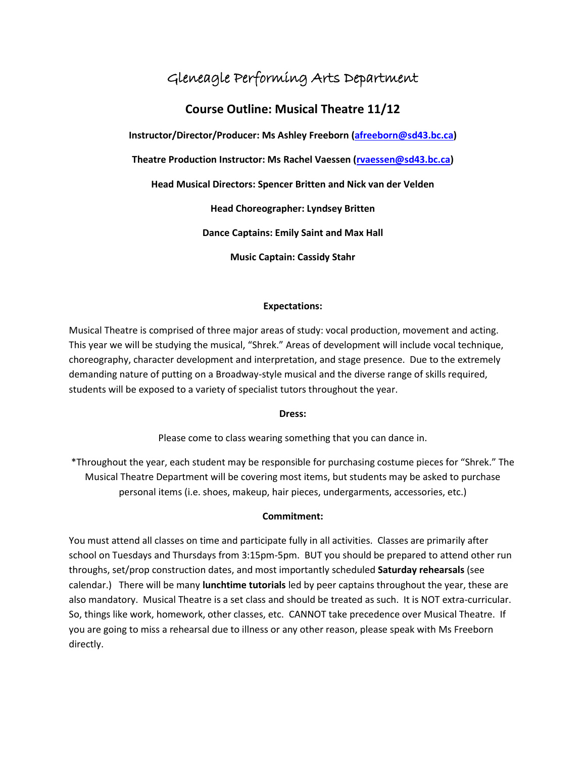# Gleneagle Performing Arts Department

## Course Outline: Musical Theatre 11/12

**Instructor/Director/Producer: Ms Ashley Freeborn (afreeborn@sd43.bc.ca)**

**Theatre Production Instructor: Ms Rachel Vaessen (rvaessen@sd43.bc.ca)**

**Head Musical Directors: Spencer Britten and Nick van der Velden**

**Head Choreographer: Lyndsey Britten**

**Dance Captains: Emily Saint and Max Hall**

**Music Captain: Cassidy Stahr**

### Expectations:

Musical Theatre is comprised of three major areas of study: vocal production, movement and acting. This year we will be studying the musical, "Shrek." Areas of development will include vocal technique, choreography, character development and interpretation, and stage presence. Due to the extremely demanding nature of putting on a Broadway-style musical and the diverse range of skills required, students will be exposed to a variety of specialist tutors throughout the year.

### Dress:

Please come to class wearing something that you can dance in.

*Throughout the year, each student may be responsible for purchasing costume pieces for "Shrek." The Musical Theatre Department will be covering most items, but students may be asked to purchase personal items (i.e. shoes, makeup, hair pieces, undergarments, accessories, etc.)

### Commitment:

You must attend all classes on time and participate fully in all activities. Classes are primarily after school on Tuesdays and Thursdays from 3:15pm-5pm. BUT you should be prepared to attend other run throughs, set/prop construction dates, and most importantly scheduled **Saturday rehearsals** (see calendar.) There will be many **lunchtime tutorials** led by peer captains throughout the year, these are also mandatory. Musical Theatre is a set class and should be treated as such. It is NOT extra-curricular. So, things like work, homework, other classes, etc. CANNOT take precedence over Musical Theatre. If you are going to miss a rehearsal due to illness or any other reason, please speak with Ms Freeborn directly.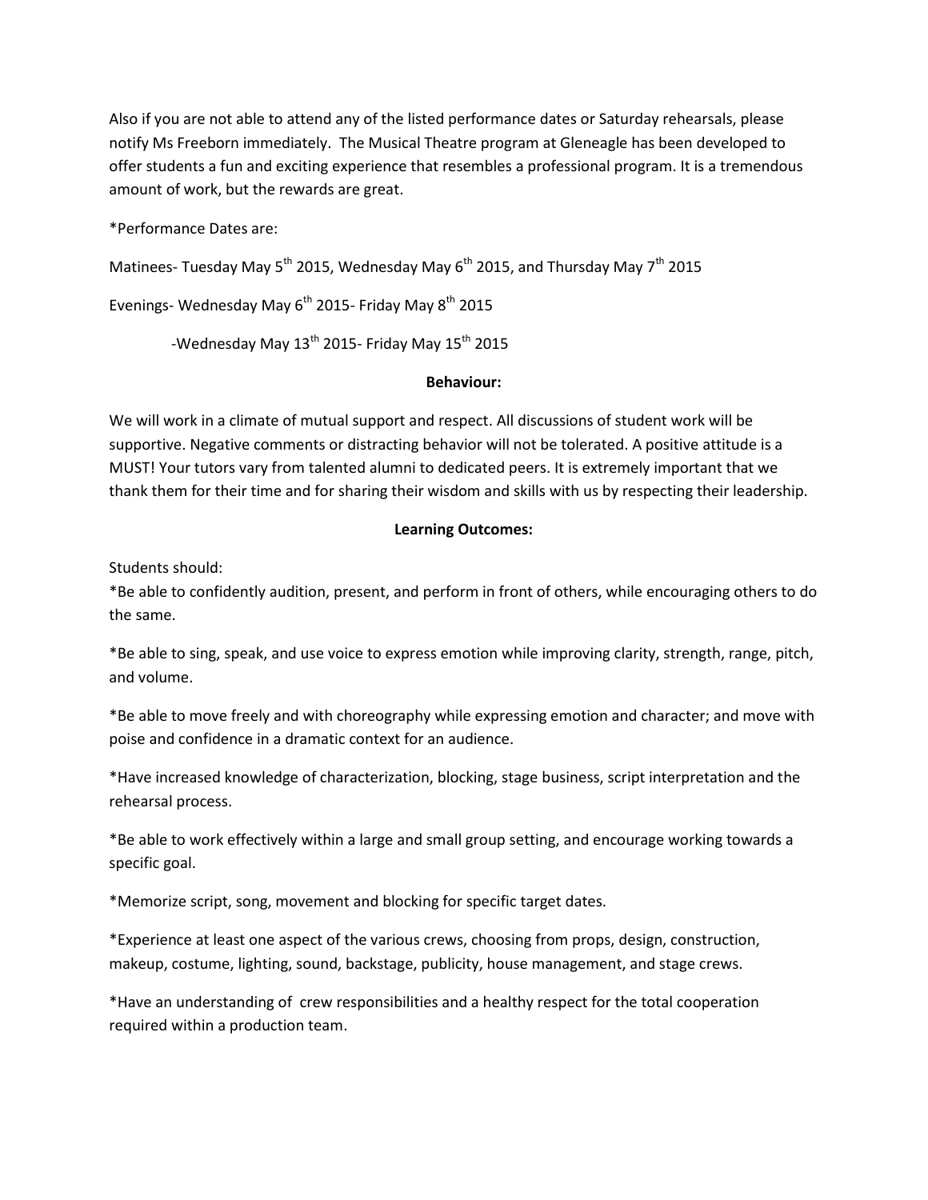Also if you are not able to attend any of the listed performance dates or Saturday rehearsals, please notify Ms Freeborn immediately. The Musical Theatre program at Gleneagle has been developed to offer students a fun and exciting experience that resembles a professional program. It is a tremendous amount of work, but the rewards are great.

*Performance Dates are:

Matinees- Tuesday May 5th 2015, Wednesday May 6th 2015, and Thursday May 7th 2015

Evenings- Wednesday May 6th 2015- Friday May 8th 2015

-Wednesday May 13th 2015- Friday May 15th 2015

**Behaviour:**

We will work in a climate of mutual support and respect. All discussions of student work will be supportive. Negative comments or distracting behavior will not be tolerated. A positive attitude is a MUST! Your tutors vary from talented alumni to dedicated peers. It is extremely important that we thank them for their time and for sharing their wisdom and skills with us by respecting their leadership.

**Learning Outcomes:**

Students should:

*Be able to confidently audition, present, and perform in front of others, while encouraging others to do the same.

*Be able to sing, speak, and use voice to express emotion while improving clarity, strength, range, pitch, and volume.

*Be able to move freely and with choreography while expressing emotion and character; and move with poise and confidence in a dramatic context for an audience.

*Have increased knowledge of characterization, blocking, stage business, script interpretation and the rehearsal process.

*Be able to work effectively within a large and small group setting, and encourage working towards a specific goal.

*Memorize script, song, movement and blocking for specific target dates.

*Experience at least one aspect of the various crews, choosing from props, design, construction, makeup, costume, lighting, sound, backstage, publicity, house management, and stage crews.

*Have an understanding of crew responsibilities and a healthy respect for the total cooperation required within a production team.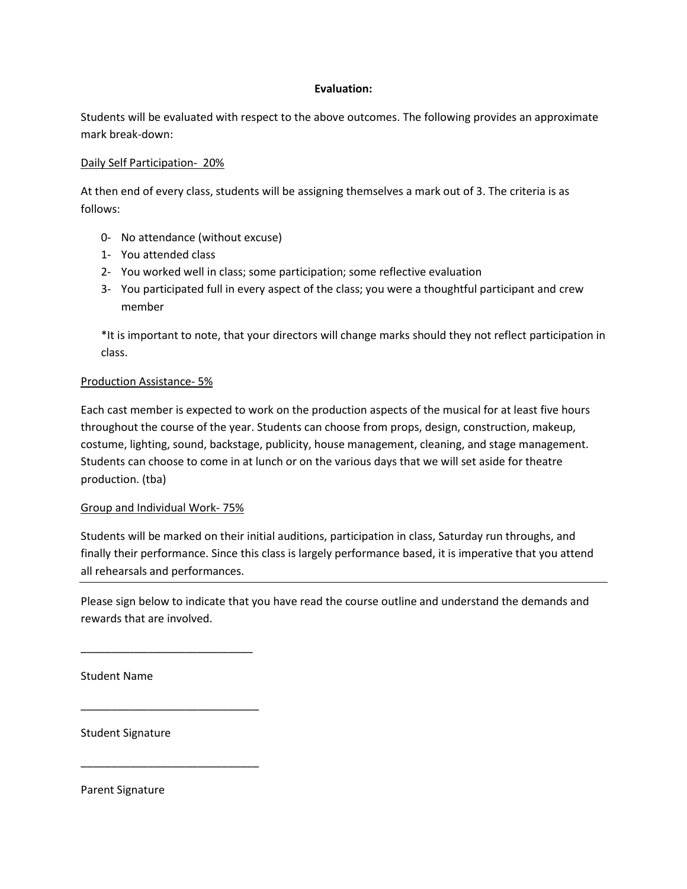**Evaluation:**

Students will be evaluated with respect to the above outcomes. The following provides an approximate mark break-down:

<u>Daily Self Participation- 20%</u>

At then end of every class, students will be assigning themselves a mark out of 3. The criteria is as follows:

0- No attendance (without excuse)
1- You attended class
2- You worked well in class; some participation; some reflective evaluation
3- You participated full in every aspect of the class; you were a thoughtful participant and crew member

*It is important to note, that your directors will change marks should they not reflect participation in class.

<u>Production Assistance- 5%</u>

Each cast member is expected to work on the production aspects of the musical for at least five hours throughout the course of the year. Students can choose from props, design, construction, makeup, costume, lighting, sound, backstage, publicity, house management, cleaning, and stage management. Students can choose to come in at lunch or on the various days that we will set aside for theatre production. (tba)

<u>Group and Individual Work- 75%</u>

Students will be marked on their initial auditions, participation in class, Saturday run throughs, and finally their performance. Since this class is largely performance based, it is imperative that you attend all rehearsals and performances.

---

Please sign below to indicate that you have read the course outline and understand the demands and rewards that are involved.

____________________________

Student Name

_____________________________

Student Signature

_____________________________

Parent Signature